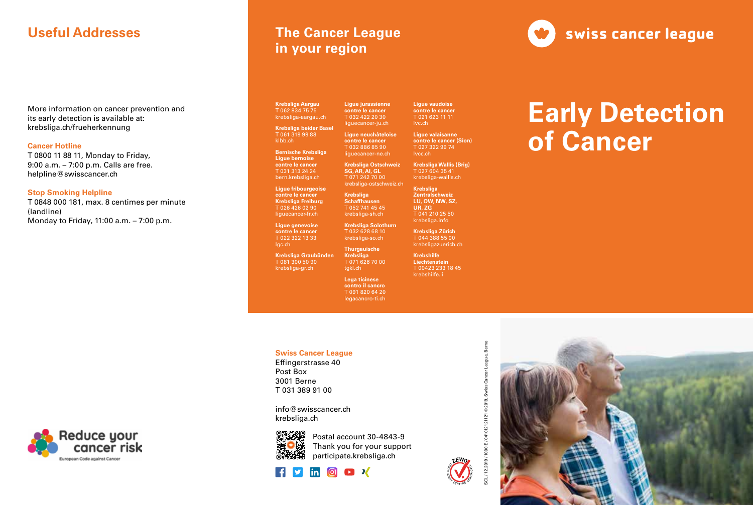## Useful Addresses

More information on cancer prevention and its early detection is available at: krebsliga.ch/frueherkennung

**Cancer Hotline**
T 0800 11 88 11, Monday to Friday, 9:00 a.m. – 7:00 p.m. Calls are free.
helpline@swisscancer.ch

**Stop Smoking Helpline**
T 0848 000 181, max. 8 centimes per minute (landline)
Monday to Friday, 11:00 a.m. – 7:00 p.m.

Reduce your cancer risk
European Code against Cancer

## The Cancer League in your region

**Krebsliga Aargau**
T 062 834 75 75
krebsliga-aargau.ch

**Krebsliga beider Basel**
T 061 319 99 88
klbb.ch

**Bernische Krebsliga Ligue bernoise contre le cancer**
T 031 313 24 24
bern.krebsliga.ch

**Ligue fribourgeoise contre le cancer Krebsliga Freiburg**
T 026 426 02 90
liguecancer-fr.ch

**Ligue genevoise contre le cancer**
T 022 322 13 33
lgc.ch

**Krebsliga Graubünden**
T 081 300 50 90
krebsliga-gr.ch

**Ligue jurassienne contre le cancer**
T 032 422 20 30
liguecancer-ju.ch

**Ligue neuchâteloise contre le cancer**
T 032 886 85 90
liguecancer-ne.ch

**Krebsliga Ostschweiz SG, AR, AI, GL**
T 071 242 70 00
krebsliga-ostschweiz.ch

**Krebsliga Schaffhausen**
T 052 741 45 45
krebsliga-sh.ch

**Krebsliga Solothurn**
T 032 628 68 10
krebsliga-so.ch

**Thurgauische Krebsliga**
T 071 626 70 00
tgkl.ch

**Lega ticinese contro il cancro**
T 091 820 64 20
legacancro-ti.ch

**Ligue vaudoise contre le cancer**
T 021 623 11 11
lvc.ch

**Ligue valaisanne contre le cancer (Sion)**
T 027 322 99 74
lvcc.ch

**Krebsliga Wallis (Brig)**
T 027 604 35 41
krebsliga-wallis.ch

**Krebsliga Zentralschweiz LU, OW, NW, SZ, UR, ZG**
T 041 210 25 50
krebsliga.info

**Krebsliga Zürich**
T 044 388 55 00
krebsligazuerich.ch

**Krebshilfe Liechtenstein**
T 00423 233 18 45
krebshilfe.li

**Swiss Cancer League**
Effingerstrasse 40
Post Box
3001 Berne
T 031 389 91 00

info@swisscancer.ch
krebsliga.ch

Postal account 30-4843-9
Thank you for your support
participate.krebsliga.ch

SCL / 12.2019 / 1000 E / 041012121121 ©2019, Swiss Cancer League, Berne

swiss cancer league

# Early Detection of Cancer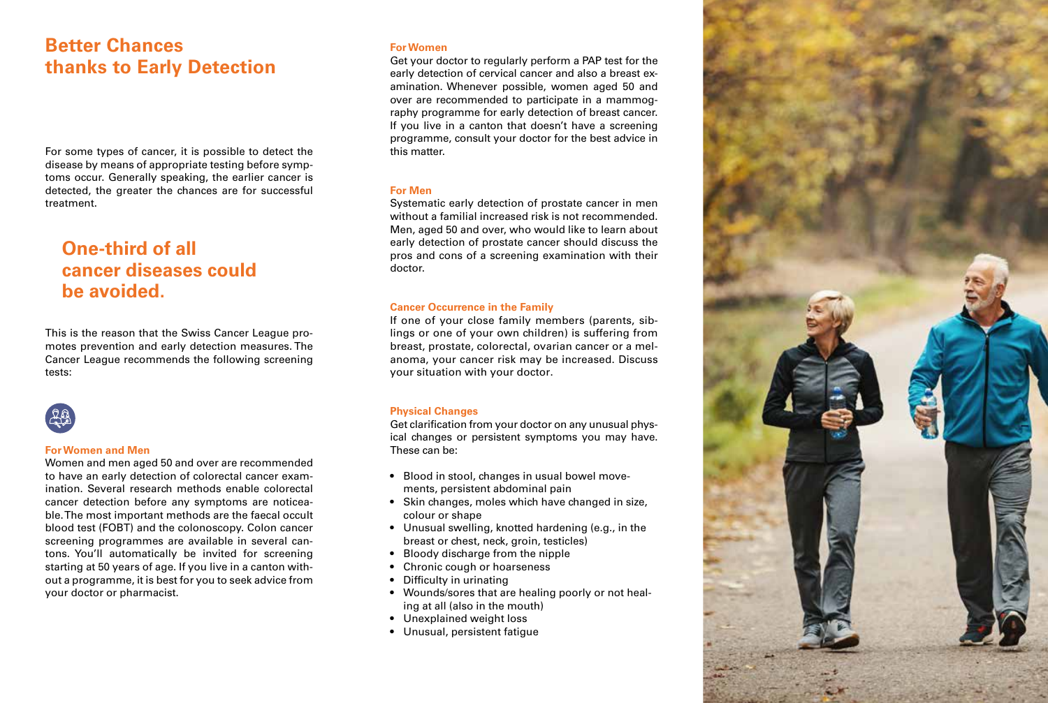# Better Chances thanks to Early Detection

For some types of cancer, it is possible to detect the disease by means of appropriate testing before symptoms occur. Generally speaking, the earlier cancer is detected, the greater the chances are for successful treatment.

## One-third of all cancer diseases could be avoided.

This is the reason that the Swiss Cancer League promotes prevention and early detection measures. The Cancer League recommends the following screening tests:

### For Women and Men

Women and men aged 50 and over are recommended to have an early detection of colorectal cancer examination. Several research methods enable colorectal cancer detection before any symptoms are noticeable. The most important methods are the faecal occult blood test (FOBT) and the colonoscopy. Colon cancer screening programmes are available in several cantons. You'll automatically be invited for screening starting at 50 years of age. If you live in a canton without a programme, it is best for you to seek advice from your doctor or pharmacist.

### For Women

Get your doctor to regularly perform a PAP test for the early detection of cervical cancer and also a breast examination. Whenever possible, women aged 50 and over are recommended to participate in a mammography programme for early detection of breast cancer. If you live in a canton that doesn't have a screening programme, consult your doctor for the best advice in this matter.

### For Men

Systematic early detection of prostate cancer in men without a familial increased risk is not recommended. Men, aged 50 and over, who would like to learn about early detection of prostate cancer should discuss the pros and cons of a screening examination with their doctor.

### Cancer Occurrence in the Family

If one of your close family members (parents, siblings or one of your own children) is suffering from breast, prostate, colorectal, ovarian cancer or a melanoma, your cancer risk may be increased. Discuss your situation with your doctor.

### Physical Changes

Get clarification from your doctor on any unusual physical changes or persistent symptoms you may have. These can be:

- Blood in stool, changes in usual bowel movements, persistent abdominal pain
- Skin changes, moles which have changed in size, colour or shape
- Unusual swelling, knotted hardening (e.g., in the breast or chest, neck, groin, testicles)
- Bloody discharge from the nipple
- Chronic cough or hoarseness
- Difficulty in urinating
- Wounds/sores that are healing poorly or not healing at all (also in the mouth)
- Unexplained weight loss
- Unusual, persistent fatigue